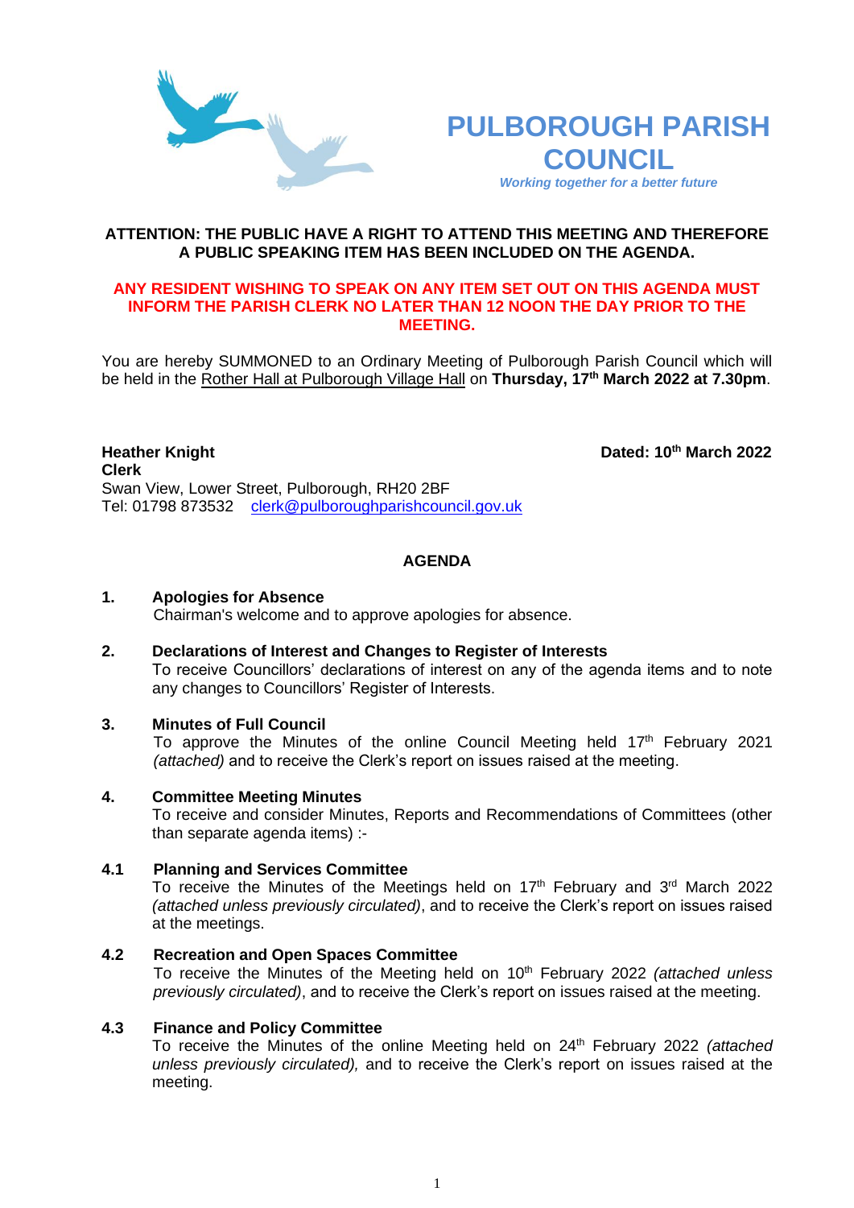# PULBOROUGH PARISH COUNCIL

*Working together for a better future*

**ATTENTION: THE PUBLIC HAVE A RIGHT TO ATTEND THIS MEETING AND THEREFORE A PUBLIC SPEAKING ITEM HAS BEEN INCLUDED ON THE AGENDA.**

**ANY RESIDENT WISHING TO SPEAK ON ANY ITEM SET OUT ON THIS AGENDA MUST INFORM THE PARISH CLERK NO LATER THAN 12 NOON THE DAY PRIOR TO THE MEETING.**

You are hereby SUMMONED to an Ordinary Meeting of Pulborough Parish Council which will be held in the Rother Hall at Pulborough Village Hall on **Thursday, 17th March 2022 at 7.30pm**.

**Heather Knight**
**Clerk**
Swan View, Lower Street, Pulborough, RH20 2BF
Tel: 01798 873532 clerk@pulboroughparishcouncil.gov.uk

**Dated: 10th March 2022**

## AGENDA

**1. Apologies for Absence**
Chairman's welcome and to approve apologies for absence.

**2. Declarations of Interest and Changes to Register of Interests**
To receive Councillors' declarations of interest on any of the agenda items and to note any changes to Councillors' Register of Interests.

**3. Minutes of Full Council**
To approve the Minutes of the online Council Meeting held 17th February 2021 *(attached)* and to receive the Clerk's report on issues raised at the meeting.

**4. Committee Meeting Minutes**
To receive and consider Minutes, Reports and Recommendations of Committees (other than separate agenda items) :-

**4.1 Planning and Services Committee**
To receive the Minutes of the Meetings held on 17th February and 3rd March 2022 *(attached unless previously circulated)*, and to receive the Clerk's report on issues raised at the meetings.

**4.2 Recreation and Open Spaces Committee**
To receive the Minutes of the Meeting held on 10th February 2022 *(attached unless previously circulated)*, and to receive the Clerk's report on issues raised at the meeting.

**4.3 Finance and Policy Committee**
To receive the Minutes of the online Meeting held on 24th February 2022 *(attached unless previously circulated),* and to receive the Clerk's report on issues raised at the meeting.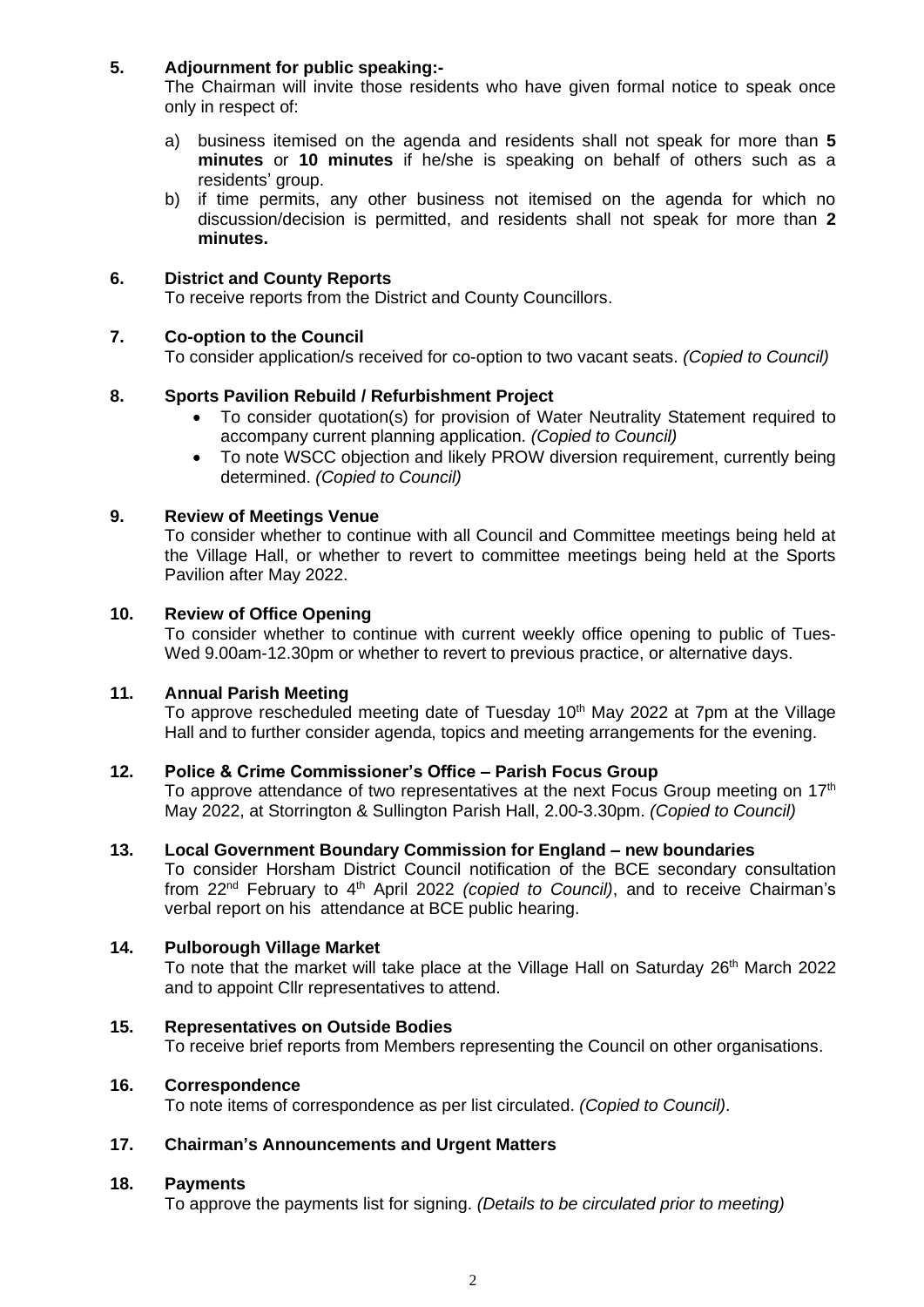## 5. Adjournment for public speaking:-

The Chairman will invite those residents who have given formal notice to speak once only in respect of:

a) business itemised on the agenda and residents shall not speak for more than **5 minutes** or **10 minutes** if he/she is speaking on behalf of others such as a residents' group.

b) if time permits, any other business not itemised on the agenda for which no discussion/decision is permitted, and residents shall not speak for more than **2 minutes.**

## 6. District and County Reports

To receive reports from the District and County Councillors.

## 7. Co-option to the Council

To consider application/s received for co-option to two vacant seats. *(Copied to Council)*

## 8. Sports Pavilion Rebuild / Refurbishment Project

- To consider quotation(s) for provision of Water Neutrality Statement required to accompany current planning application. *(Copied to Council)*
- To note WSCC objection and likely PROW diversion requirement, currently being determined. *(Copied to Council)*

## 9. Review of Meetings Venue

To consider whether to continue with all Council and Committee meetings being held at the Village Hall, or whether to revert to committee meetings being held at the Sports Pavilion after May 2022.

## 10. Review of Office Opening

To consider whether to continue with current weekly office opening to public of Tues-Wed 9.00am-12.30pm or whether to revert to previous practice, or alternative days.

## 11. Annual Parish Meeting

To approve rescheduled meeting date of Tuesday 10th May 2022 at 7pm at the Village Hall and to further consider agenda, topics and meeting arrangements for the evening.

## 12. Police & Crime Commissioner's Office – Parish Focus Group

To approve attendance of two representatives at the next Focus Group meeting on 17th May 2022, at Storrington & Sullington Parish Hall, 2.00-3.30pm. *(Copied to Council)*

## 13. Local Government Boundary Commission for England – new boundaries

To consider Horsham District Council notification of the BCE secondary consultation from 22nd February to 4th April 2022 *(copied to Council)*, and to receive Chairman's verbal report on his attendance at BCE public hearing.

## 14. Pulborough Village Market

To note that the market will take place at the Village Hall on Saturday 26th March 2022 and to appoint Cllr representatives to attend.

## 15. Representatives on Outside Bodies

To receive brief reports from Members representing the Council on other organisations.

## 16. Correspondence

To note items of correspondence as per list circulated. *(Copied to Council)*.

## 17. Chairman's Announcements and Urgent Matters

## 18. Payments

To approve the payments list for signing. *(Details to be circulated prior to meeting)*